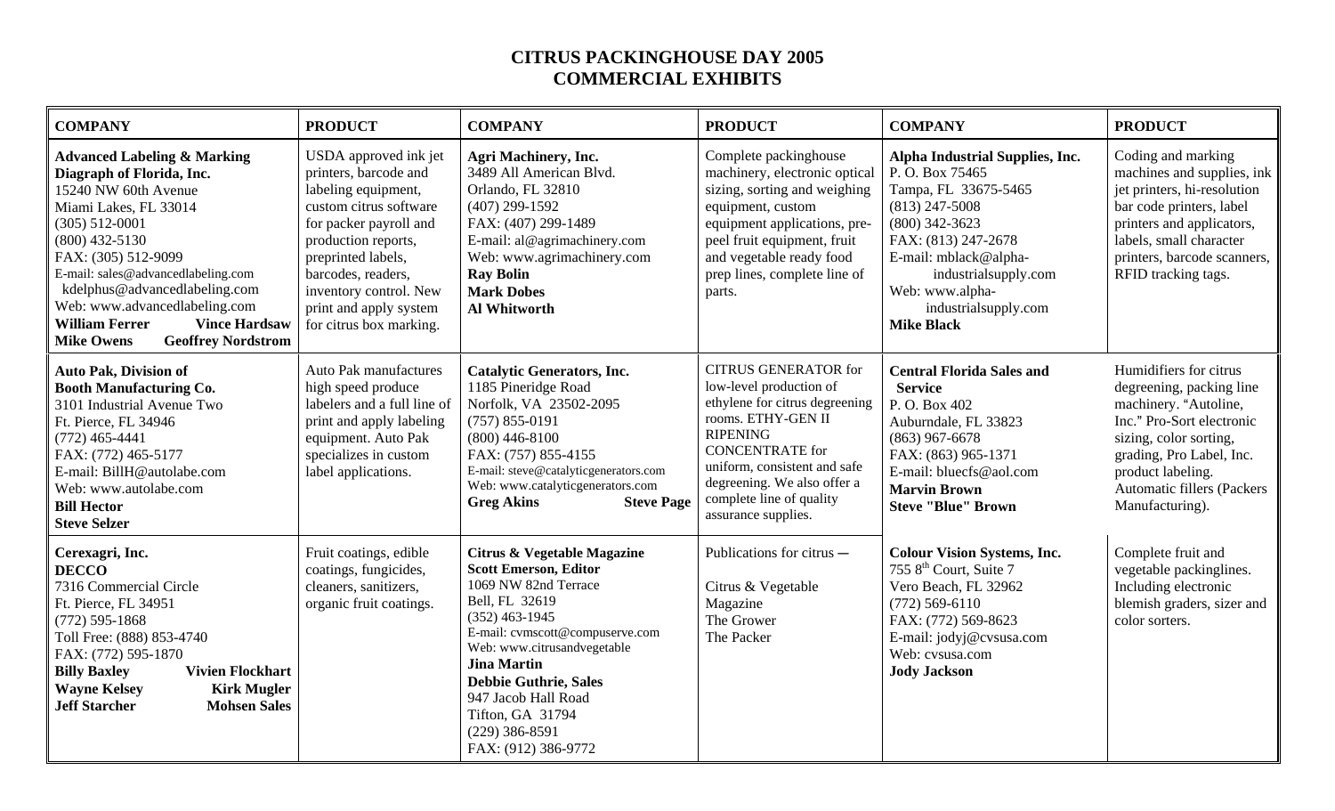# CITRUS PACKINGHOUSE DAY 2005
## COMMERCIAL EXHIBITS

| COMPANY | PRODUCT | COMPANY | PRODUCT | COMPANY | PRODUCT |
|---|---|---|---|---|---|
| **Advanced Labeling & Marking Diagraph of Florida, Inc.**<br>15240 NW 60th Avenue<br>Miami Lakes, FL 33014<br>(305) 512-0001<br>(800) 432-5130<br>FAX: (305) 512-9099<br>E-mail: sales@advancedlabeling.com<br>kdelphus@advancedlabeling.com<br>Web: www.advancedlabeling.com<br>**William Ferrer** **Vince Hardsaw**<br>**Mike Owens** **Geoffrey Nordstrom** | USDA approved ink jet printers, barcode and labeling equipment, custom citrus software for packer payroll and production reports, preprinted labels, barcodes, readers, inventory control. New print and apply system for citrus box marking. | **Agri Machinery, Inc.**<br>3489 All American Blvd.<br>Orlando, FL 32810<br>(407) 299-1592<br>FAX: (407) 299-1489<br>E-mail: al@agrimachinery.com<br>Web: www.agrimachinery.com<br>**Ray Bolin**<br>**Mark Dobes**<br>**Al Whitworth** | Complete packinghouse machinery, electronic optical sizing, sorting and weighing equipment, custom equipment applications, pre-peel fruit equipment, fruit and vegetable ready food prep lines, complete line of parts. | **Alpha Industrial Supplies, Inc.**<br>P. O. Box 75465<br>Tampa, FL 33675-5465<br>(813) 247-5008<br>(800) 342-3623<br>FAX: (813) 247-2678<br>E-mail: mblack@alpha-industrialsupply.com<br>Web: www.alpha-industrialsupply.com<br>**Mike Black** | Coding and marking machines and supplies, ink jet printers, hi-resolution bar code printers, label printers and applicators, labels, small character printers, barcode scanners, RFID tracking tags. |
| **Auto Pak, Division of Booth Manufacturing Co.**<br>3101 Industrial Avenue Two<br>Ft. Pierce, FL 34946<br>(772) 465-4441<br>FAX: (772) 465-5177<br>E-mail: BillH@autolabe.com<br>Web: www.autolabe.com<br>**Bill Hector**<br>**Steve Selzer** | Auto Pak manufactures high speed produce labelers and a full line of print and apply labeling equipment. Auto Pak specializes in custom label applications. | **Catalytic Generators, Inc.**<br>1185 Pineridge Road<br>Norfolk, VA 23502-2095<br>(757) 855-0191<br>(800) 446-8100<br>FAX: (757) 855-4155<br>E-mail: steve@catalyticgenerators.com<br>Web: www.catalyticgenerators.com<br>**Greg Akins** **Steve Page** | CITRUS GENERATOR for low-level production of ethylene for citrus degreening rooms. ETHY-GEN II RIPENING CONCENTRATE for uniform, consistent and safe degreening. We also offer a complete line of quality assurance supplies. | **Central Florida Sales and Service**<br>P. O. Box 402<br>Auburndale, FL 33823<br>(863) 967-6678<br>FAX: (863) 965-1371<br>E-mail: bluecfs@aol.com<br>**Marvin Brown**<br>**Steve "Blue" Brown** | Humidifiers for citrus degreening, packing line machinery. "Autoline, Inc." Pro-Sort electronic sizing, color sorting, grading, Pro Label, Inc. product labeling. Automatic fillers (Packers Manufacturing). |
| **Cerexagri, Inc.**<br>**DECCO**<br>7316 Commercial Circle<br>Ft. Pierce, FL 34951<br>(772) 595-1868<br>Toll Free: (888) 853-4740<br>FAX: (772) 595-1870<br>**Billy Baxley** **Vivien Flockhart**<br>**Wayne Kelsey** **Kirk Mugler**<br>**Jeff Starcher** **Mohsen Sales** | Fruit coatings, edible coatings, fungicides, cleaners, sanitizers, organic fruit coatings. | **Citrus & Vegetable Magazine**<br>**Scott Emerson, Editor**<br>1069 NW 82nd Terrace<br>Bell, FL 32619<br>(352) 463-1945<br>E-mail: cvmscott@compuserve.com<br>Web: www.citrusandvegetable<br>**Jina Martin**<br>**Debbie Guthrie, Sales**<br>947 Jacob Hall Road<br>Tifton, GA 31794<br>(229) 386-8591<br>FAX: (912) 386-9772 | Publications for citrus —<br>Citrus & Vegetable Magazine<br>The Grower<br>The Packer | **Colour Vision Systems, Inc.**<br>755 8th Court, Suite 7<br>Vero Beach, FL 32962<br>(772) 569-6110<br>FAX: (772) 569-8623<br>E-mail: jodyj@cvsusa.com<br>Web: cvsusa.com<br>**Jody Jackson** | Complete fruit and vegetable packinglines. Including electronic blemish graders, sizer and color sorters. |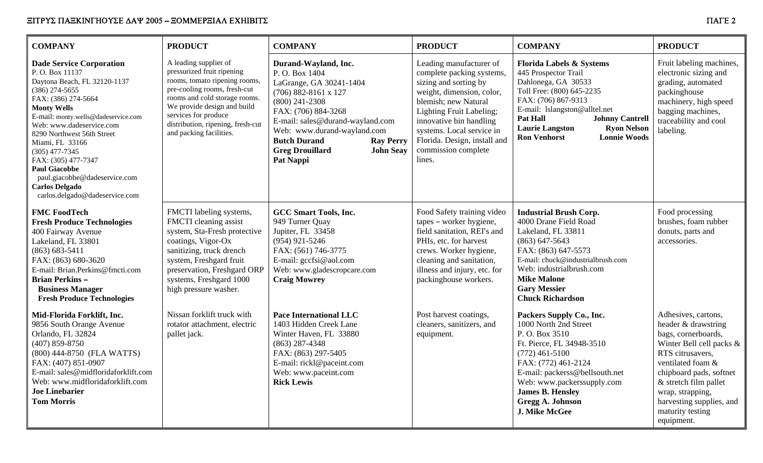| COMPANY | PRODUCT | COMPANY | PRODUCT | COMPANY | PRODUCT |
|---|---|---|---|---|---|
| **Dade Service Corporation**<br>P. O. Box 11137<br>Daytona Beach, FL 32120-1137<br>(386) 274-5655<br>FAX: (386) 274-5664<br>**Monty Wells**<br>E-mail: monty.wells@dadeservice.com<br>Web: www.dadeservice.com<br>8290 Northwest 56th Street<br>Miami, FL 33166<br>(305) 477-7345<br>FAX: (305) 477-7347<br>**Paul Giacobbe**<br>paul.giacobbe@dadeservice.com<br>**Carlos Delgado**<br>carlos.delgado@dadeservice.com | A leading supplier of pressurized fruit ripening rooms, tomato ripening rooms, pre-cooling rooms, fresh-cut rooms and cold storage rooms. We provide design and build services for produce distribution, ripening, fresh-cut and packing facilities. | **Durand-Wayland, Inc.**<br>P. O. Box 1404<br>LaGrange, GA 30241-1404<br>(706) 882-8161 x 127<br>(800) 241-2308<br>FAX: (706) 884-3268<br>E-mail: sales@durand-wayland.com<br>Web: www.durand-wayland.com<br>**Butch Durand** **Ray Perry**<br>**Greg Drouillard** **John Seay**<br>**Pat Nappi** | Leading manufacturer of complete packing systems, sizing and sorting by weight, dimension, color, blemish; new Natural Lighting Fruit Labeling; innovative bin handling systems. Local service in Florida. Design, install and commission complete lines. | **Florida Labels & Systems**<br>445 Prospector Trail<br>Dahlonega, GA 30533<br>Toll Free: (800) 645-2235<br>FAX: (706) 867-9313<br>E-mail: lslangston@alltel.net<br>**Pat Hall** **Johnny Cantrell**<br>**Laurie Langston** **Ryon Nelson**<br>**Ron Venhorst** **Lonnie Woods** | Fruit labeling machines, electronic sizing and grading, automated packinghouse machinery, high speed bagging machines, traceability and cool labeling. |
| **FMC FoodTech**<br>**Fresh Produce Technologies**<br>400 Fairway Avenue<br>Lakeland, FL 33801<br>(863) 683-5411<br>FAX: (863) 680-3620<br>E-mail: Brian.Perkins@fmcti.com<br>**Brian Perkins –**<br>**Business Manager**<br>**Fresh Produce Technologies** | FMCTI labeling systems, FMCTI cleaning assist system, Sta-Fresh protective coatings, Vigor-Ox sanitizing, truck drench system, Freshgard fruit preservation, Freshgard ORP systems, Freshgard 1000 high pressure washer. | **GCC Smart Tools, Inc.**<br>949 Turner Quay<br>Jupiter, FL 33458<br>(954) 921-5246<br>FAX: (561) 746-3775<br>E-mail: gccfsi@aol.com<br>Web: www.gladescropcare.com<br>**Craig Mowrey** | Food Safety training video tapes – worker hygiene, field sanitation, REI's and PHIs, etc. for harvest crews. Worker hygiene, cleaning and sanitation, illness and injury, etc. for packinghouse workers. | **Industrial Brush Corp.**<br>4000 Drane Field Road<br>Lakeland, FL 33811<br>(863) 647-5643<br>FAX: (863) 647-5573<br>E-mail: chuck@industrialbrush.com<br>Web: industrialbrush.com<br>**Mike Malone**<br>**Gary Messier**<br>**Chuck Richardson** | Food processing brushes, foam rubber donuts, parts and accessories. |
| **Mid-Florida Forklift, Inc.**<br>9856 South Orange Avenue<br>Orlando, FL 32824<br>(407) 859-8750<br>(800) 444-8750 (FLA WATTS)<br>FAX: (407) 851-0907<br>E-mail: sales@midfloridaforklift.com<br>Web: www.midfloridaforklift.com<br>**Joe Linebarier**<br>**Tom Morris** | Nissan forklift truck with rotator attachment, electric pallet jack. | **Pace International LLC**<br>1403 Hidden Creek Lane<br>Winter Haven, FL 33880<br>(863) 287-4348<br>FAX: (863) 297-5405<br>E-mail: rickl@paceint.com<br>Web: www.paceint.com<br>**Rick Lewis** | Post harvest coatings, cleaners, sanitizers, and equipment. | **Packers Supply Co., Inc.**<br>1000 North 2nd Street<br>P. O. Box 3510<br>Ft. Pierce, FL 34948-3510<br>(772) 461-5100<br>FAX: (772) 461-2124<br>E-mail: packerss@bellsouth.net<br>Web: www.packerssupply.com<br>**James B. Hensley**<br>**Gregg A. Johnson**<br>**J. Mike McGee** | Adhesives, cartons, header & drawstring bags, cornerboards, Winter Bell cell packs & RTS citrusavers, ventilated foam & chipboard pads, softnet & stretch film pallet wrap, strapping, harvesting supplies, and maturity testing equipment. |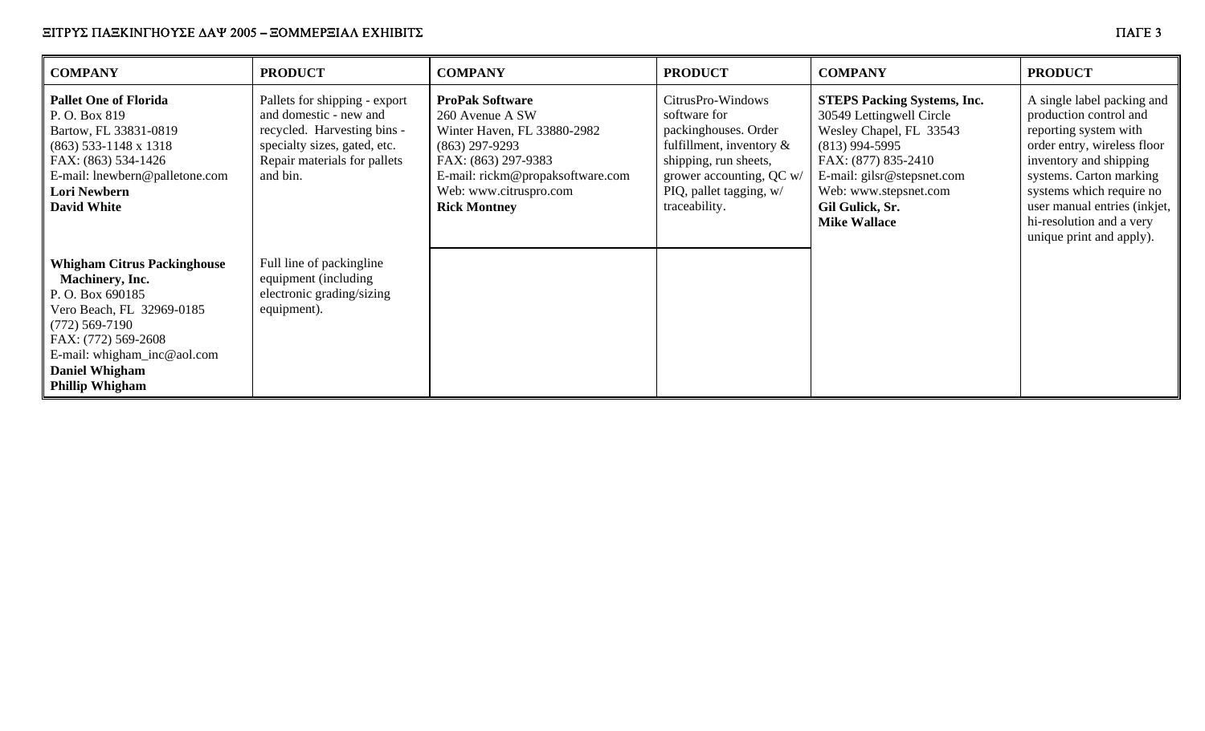| COMPANY | PRODUCT | COMPANY | PRODUCT | COMPANY | PRODUCT |
|---|---|---|---|---|---|
| **Pallet One of Florida**<br>P. O. Box 819<br>Bartow, FL 33831-0819<br>(863) 533-1148 x 1318<br>FAX: (863) 534-1426<br>E-mail: lnewbern@palletone.com<br>**Lori Newbern**<br>**David White** | Pallets for shipping - export and domestic - new and recycled. Harvesting bins - specialty sizes, gated, etc. Repair materials for pallets and bin. | **ProPak Software**<br>260 Avenue A SW<br>Winter Haven, FL 33880-2982<br>(863) 297-9293<br>FAX: (863) 297-9383<br>E-mail: rickm@propaksoftware.com<br>Web: www.citruspro.com<br>**Rick Montney** | CitrusPro-Windows software for packinghouses. Order fulfillment, inventory & shipping, run sheets, grower accounting, QC w/ PIQ, pallet tagging, w/ traceability. | **STEPS Packing Systems, Inc.**<br>30549 Lettingwell Circle<br>Wesley Chapel, FL 33543<br>(813) 994-5995<br>FAX: (877) 835-2410<br>E-mail: gilsr@stepsnet.com<br>Web: www.stepsnet.com<br>**Gil Gulick, Sr.**<br>**Mike Wallace** | A single label packing and production control and reporting system with order entry, wireless floor inventory and shipping systems. Carton marking systems which require no user manual entries (inkjet, hi-resolution and a very unique print and apply). |
| **Whigham Citrus Packinghouse Machinery, Inc.**<br>P. O. Box 690185<br>Vero Beach, FL 32969-0185<br>(772) 569-7190<br>FAX: (772) 569-2608<br>E-mail: whigham_inc@aol.com<br>**Daniel Whigham**<br>**Phillip Whigham** | Full line of packingline equipment (including electronic grading/sizing equipment). | | | | |